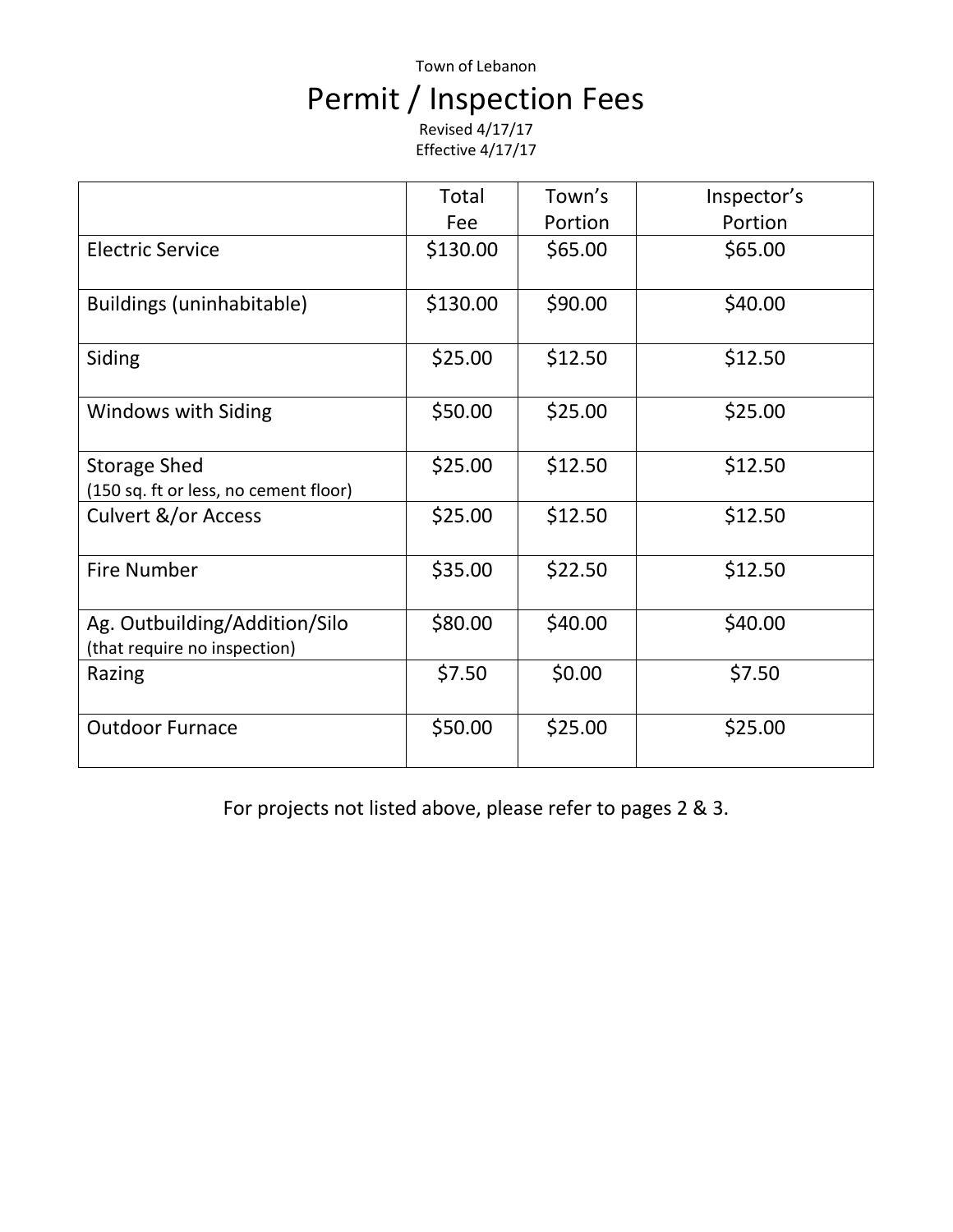Town of Lebanon

# Permit / Inspection Fees

Revised 4/17/17
Effective 4/17/17

| | Total Fee | Town's Portion | Inspector's Portion |
|---|---|---|---|
| Electric Service | $130.00 | $65.00 | $65.00 |
| Buildings (uninhabitable) | $130.00 | $90.00 | $40.00 |
| Siding | $25.00 | $12.50 | $12.50 |
| Windows with Siding | $50.00 | $25.00 | $25.00 |
| Storage Shed (150 sq. ft or less, no cement floor) | $25.00 | $12.50 | $12.50 |
| Culvert &/or Access | $25.00 | $12.50 | $12.50 |
| Fire Number | $35.00 | $22.50 | $12.50 |
| Ag. Outbuilding/Addition/Silo (that require no inspection) | $80.00 | $40.00 | $40.00 |
| Razing | $7.50 | $0.00 | $7.50 |
| Outdoor Furnace | $50.00 | $25.00 | $25.00 |

For projects not listed above, please refer to pages 2 & 3.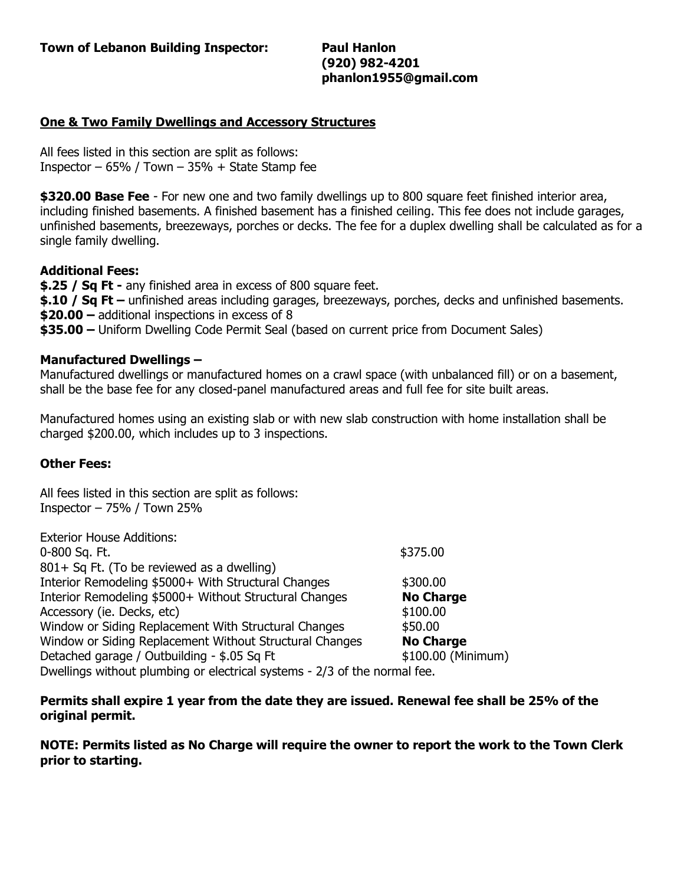**Town of Lebanon Building Inspector:** **Paul Hanlon**
**(920) 982-4201**
**phanlon1955@gmail.com**

## One & Two Family Dwellings and Accessory Structures

All fees listed in this section are split as follows:
Inspector – 65% / Town – 35% + State Stamp fee

**$320.00 Base Fee** - For new one and two family dwellings up to 800 square feet finished interior area, including finished basements. A finished basement has a finished ceiling. This fee does not include garages, unfinished basements, breezeways, porches or decks. The fee for a duplex dwelling shall be calculated as for a single family dwelling.

**Additional Fees:**
**$.25 / Sq Ft -** any finished area in excess of 800 square feet.
**$.10 / Sq Ft –** unfinished areas including garages, breezeways, porches, decks and unfinished basements.
**$20.00 –** additional inspections in excess of 8
**$35.00 –** Uniform Dwelling Code Permit Seal (based on current price from Document Sales)

**Manufactured Dwellings –**
Manufactured dwellings or manufactured homes on a crawl space (with unbalanced fill) or on a basement, shall be the base fee for any closed-panel manufactured areas and full fee for site built areas.

Manufactured homes using an existing slab or with new slab construction with home installation shall be charged $200.00, which includes up to 3 inspections.

**Other Fees:**

All fees listed in this section are split as follows:
Inspector – 75% / Town 25%

| Exterior House Additions: | |
|---|---|
| 0-800 Sq. Ft. | $375.00 |
| 801+ Sq Ft. (To be reviewed as a dwelling) | |
| Interior Remodeling $5000+ With Structural Changes | $300.00 |
| Interior Remodeling $5000+ Without Structural Changes | **No Charge** |
| Accessory (ie. Decks, etc) | $100.00 |
| Window or Siding Replacement With Structural Changes | $50.00 |
| Window or Siding Replacement Without Structural Changes | **No Charge** |
| Detached garage / Outbuilding - $.05 Sq Ft | $100.00 (Minimum) |

Dwellings without plumbing or electrical systems - 2/3 of the normal fee.

**Permits shall expire 1 year from the date they are issued. Renewal fee shall be 25% of the original permit.**

**NOTE: Permits listed as No Charge will require the owner to report the work to the Town Clerk prior to starting.**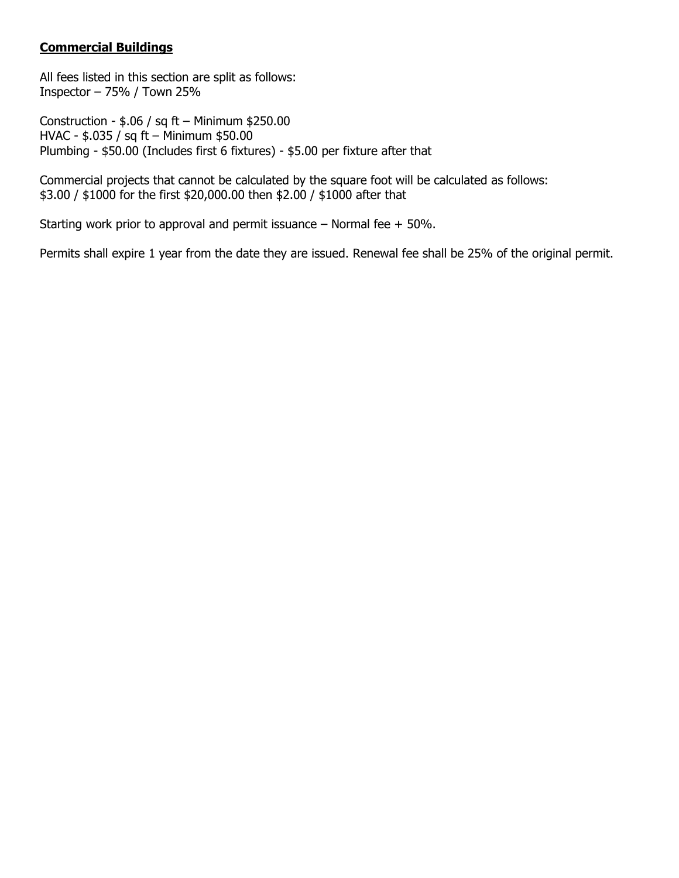## **Commercial Buildings**

All fees listed in this section are split as follows:
Inspector – 75% / Town 25%

Construction - $.06 / sq ft – Minimum $250.00
HVAC - $.035 / sq ft – Minimum $50.00
Plumbing - $50.00 (Includes first 6 fixtures) - $5.00 per fixture after that

Commercial projects that cannot be calculated by the square foot will be calculated as follows:
$3.00 / $1000 for the first $20,000.00 then $2.00 / $1000 after that

Starting work prior to approval and permit issuance – Normal fee + 50%.

Permits shall expire 1 year from the date they are issued. Renewal fee shall be 25% of the original permit.